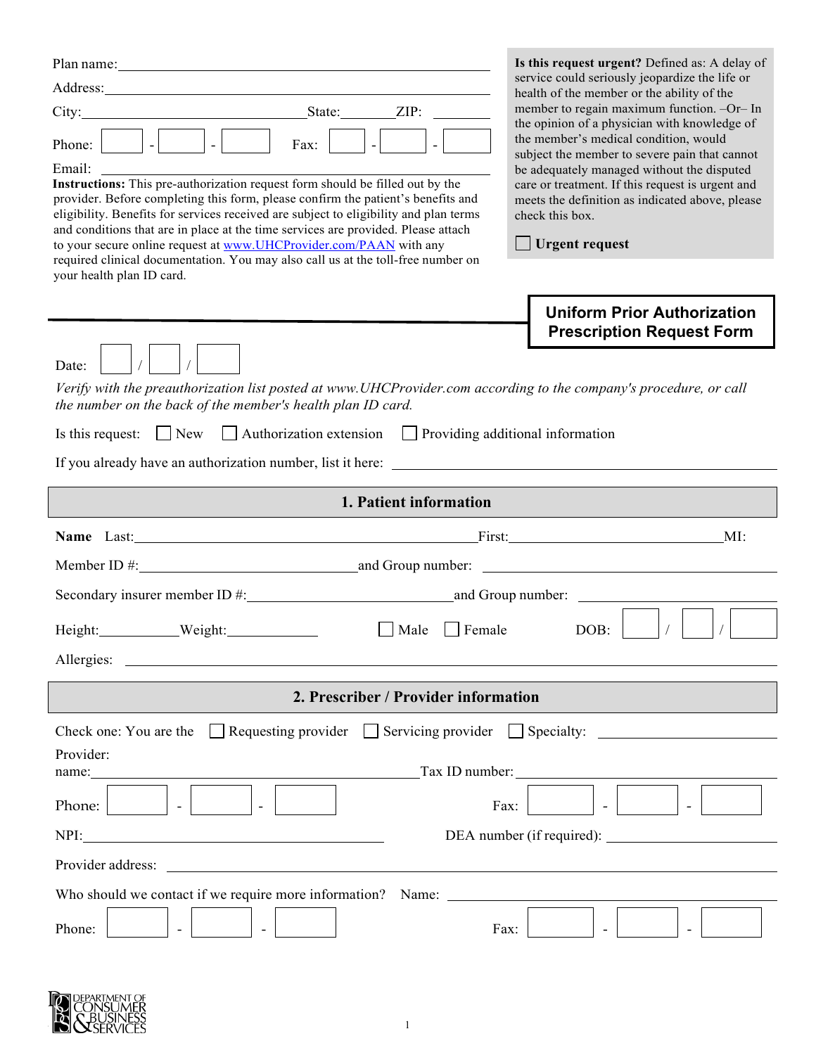Plan name: ______________________________

Address: ______________________________

City: ______________ State: ______ ZIP: ______

Phone: ____ - ____ - ____ Fax: ____ - ____ - ____

Email: ______________________________

**Instructions:** This pre-authorization request form should be filled out by the provider. Before completing this form, please confirm the patient's benefits and eligibility. Benefits for services received are subject to eligibility and plan terms and conditions that are in place at the time services are provided. Please attach to your secure online request at www.UHCProvider.com/PAAN with any required clinical documentation. You may also call us at the toll-free number on your health plan ID card.

**Is this request urgent?** Defined as: A delay of service could seriously jeopardize the life or health of the member or the ability of the member to regain maximum function. –Or– In the opinion of a physician with knowledge of the member's medical condition, would subject the member to severe pain that cannot be adequately managed without the disputed care or treatment. If this request is urgent and meets the definition as indicated above, please check this box.

☐ **Urgent request**

# Uniform Prior Authorization Prescription Request Form

Date: ____ / ____ / ____

*Verify with the preauthorization list posted at www.UHCProvider.com according to the company's procedure, or call the number on the back of the member's health plan ID card.*

Is this request: ☐ New ☐ Authorization extension ☐ Providing additional information

If you already have an authorization number, list it here: ______________________________

## 1. Patient information

**Name** Last: ______________ First: ______________ MI: ____

Member ID #: ______________ and Group number: ______________

Secondary insurer member ID #: ______________ and Group number: ______________

Height: ________ Weight: ________ ☐ Male ☐ Female DOB: ____ / ____ / ____

Allergies: ______________________________

## 2. Prescriber / Provider information

Check one: You are the ☐ Requesting provider ☐ Servicing provider ☐ Specialty: ______________

Provider name: ______________ Tax ID number: ______________

Phone: ____ - ____ - ____ Fax: ____ - ____ - ____

NPI: ______________ DEA number (if required): ______________

Provider address: ______________________________

Who should we contact if we require more information? Name: ______________

Phone: ____ - ____ - ____ Fax: ____ - ____ - ____

DEPARTMENT OF CONSUMER & BUSINESS SERVICES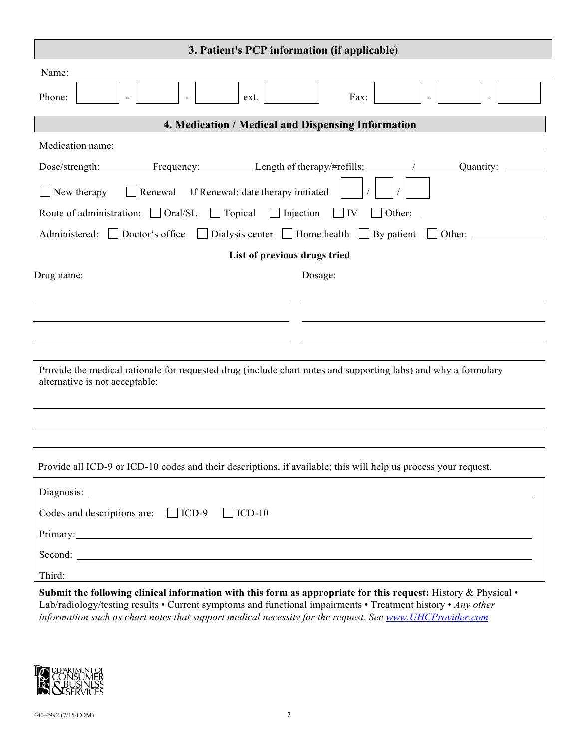## 3. Patient's PCP information (if applicable)

Name: ______________________________

Phone: ____ - ____ - ____ ext. ____   Fax: ____ - ____ - ____

## 4. Medication / Medical and Dispensing Information

Medication name: ______________________________

Dose/strength: __________ Frequency: __________ Length of therapy/#refills: ________ / ________ Quantity: ________

☐ New therapy  ☐ Renewal  If Renewal: date therapy initiated ____ / ____ / ____

Route of administration: ☐ Oral/SL ☐ Topical ☐ Injection ☐ IV ☐ Other: ______________

Administered: ☐ Doctor's office ☐ Dialysis center ☐ Home health ☐ By patient ☐ Other: ______________

**List of previous drugs tried**

| Drug name: | Dosage: |
|---|---|
| | |
| | |
| | |

Provide the medical rationale for requested drug (include chart notes and supporting labs) and why a formulary alternative is not acceptable:

______________________________

______________________________

______________________________

Provide all ICD-9 or ICD-10 codes and their descriptions, if available; this will help us process your request.

Diagnosis: ______________________________

Codes and descriptions are: ☐ ICD-9 ☐ ICD-10

Primary: ______________________________

Second: ______________________________

Third:

**Submit the following clinical information with this form as appropriate for this request:** History & Physical • Lab/radiology/testing results • Current symptoms and functional impairments • Treatment history • *Any other information such as chart notes that support medical necessity for the request. See [www.UHCProvider.com](http://www.UHCProvider.com)*

DEPARTMENT OF CONSUMER & BUSINESS SERVICES

440-4992 (7/15/COM)